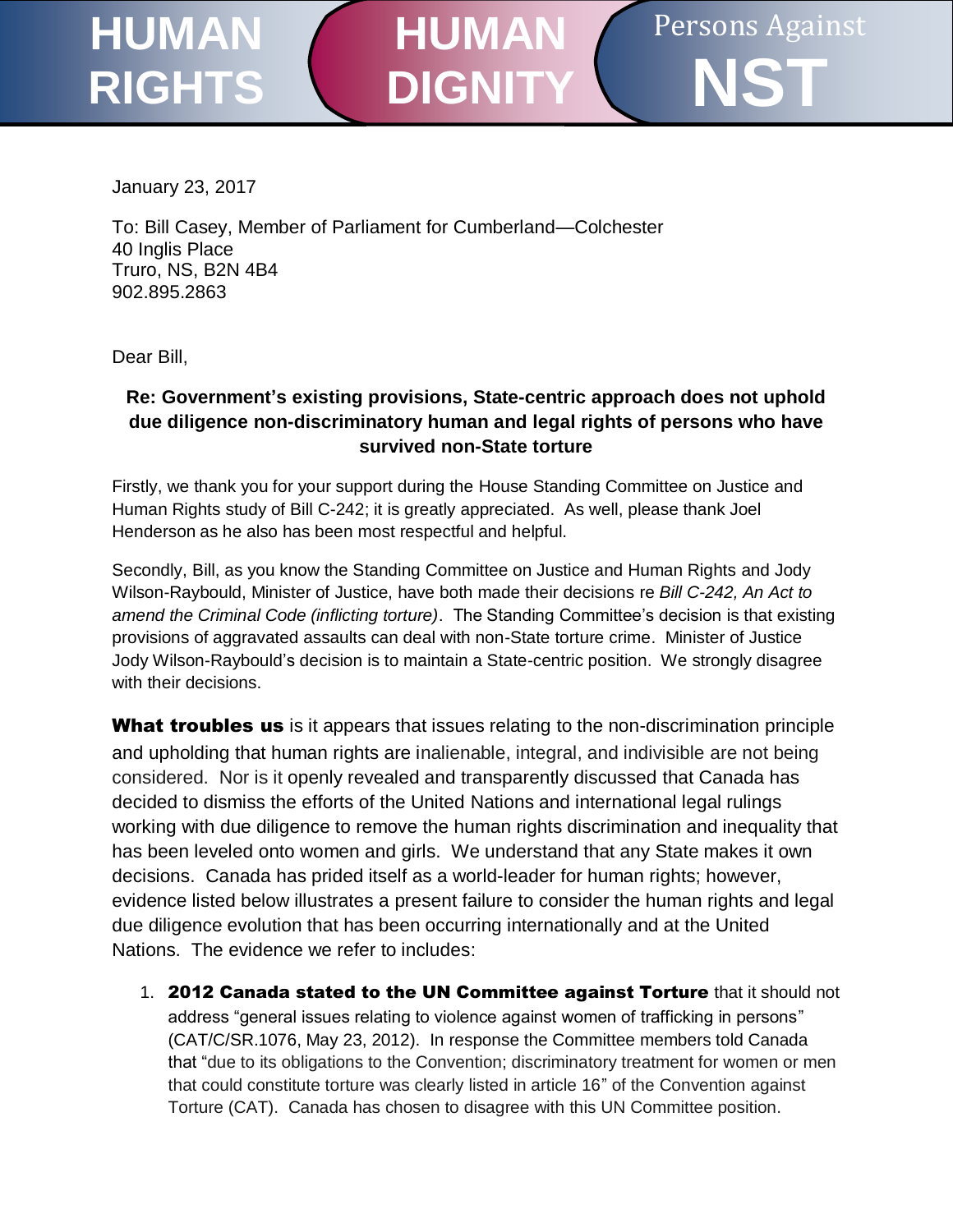HUMAN RIGHTS | HUMAN DIGNITY | Persons Against NST

January 23, 2017

To: Bill Casey, Member of Parliament for Cumberland—Colchester
40 Inglis Place
Truro, NS, B2N 4B4
902.895.2863

Dear Bill,

**Re: Government's existing provisions, State-centric approach does not uphold due diligence non-discriminatory human and legal rights of persons who have survived non-State torture**

Firstly, we thank you for your support during the House Standing Committee on Justice and Human Rights study of Bill C-242; it is greatly appreciated. As well, please thank Joel Henderson as he also has been most respectful and helpful.

Secondly, Bill, as you know the Standing Committee on Justice and Human Rights and Jody Wilson-Raybould, Minister of Justice, have both made their decisions re *Bill C-242, An Act to amend the Criminal Code (inflicting torture)*. The Standing Committee's decision is that existing provisions of aggravated assaults can deal with non-State torture crime. Minister of Justice Jody Wilson-Raybould's decision is to maintain a State-centric position. We strongly disagree with their decisions.

**What troubles us** is it appears that issues relating to the non-discrimination principle and upholding that human rights are inalienable, integral, and indivisible are not being considered. Nor is it openly revealed and transparently discussed that Canada has decided to dismiss the efforts of the United Nations and international legal rulings working with due diligence to remove the human rights discrimination and inequality that has been leveled onto women and girls. We understand that any State makes it own decisions. Canada has prided itself as a world-leader for human rights; however, evidence listed below illustrates a present failure to consider the human rights and legal due diligence evolution that has been occurring internationally and at the United Nations. The evidence we refer to includes:

1. **2012 Canada stated to the UN Committee against Torture** that it should not address "general issues relating to violence against women of trafficking in persons" (CAT/C/SR.1076, May 23, 2012). In response the Committee members told Canada that "due to its obligations to the Convention; discriminatory treatment for women or men that could constitute torture was clearly listed in article 16" of the Convention against Torture (CAT). Canada has chosen to disagree with this UN Committee position.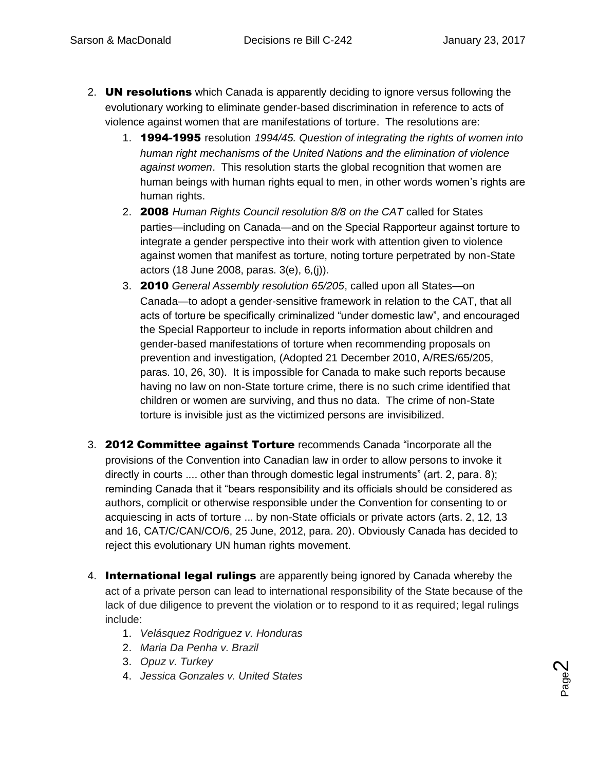2. **UN resolutions** which Canada is apparently deciding to ignore versus following the evolutionary working to eliminate gender-based discrimination in reference to acts of violence against women that are manifestations of torture. The resolutions are:
    1. **1994-1995** resolution *1994/45. Question of integrating the rights of women into human right mechanisms of the United Nations and the elimination of violence against women*. This resolution starts the global recognition that women are human beings with human rights equal to men, in other words women's rights are human rights.
    2. **2008** *Human Rights Council resolution 8/8 on the CAT* called for States parties—including on Canada—and on the Special Rapporteur against torture to integrate a gender perspective into their work with attention given to violence against women that manifest as torture, noting torture perpetrated by non-State actors (18 June 2008, paras. 3(e), 6,(j)).
    3. **2010** *General Assembly resolution 65/205*, called upon all States—on Canada—to adopt a gender-sensitive framework in relation to the CAT, that all acts of torture be specifically criminalized "under domestic law", and encouraged the Special Rapporteur to include in reports information about children and gender-based manifestations of torture when recommending proposals on prevention and investigation, (Adopted 21 December 2010, A/RES/65/205, paras. 10, 26, 30). It is impossible for Canada to make such reports because having no law on non-State torture crime, there is no such crime identified that children or women are surviving, and thus no data. The crime of non-State torture is invisible just as the victimized persons are invisibilized.

3. **2012 Committee against Torture** recommends Canada "incorporate all the provisions of the Convention into Canadian law in order to allow persons to invoke it directly in courts .... other than through domestic legal instruments" (art. 2, para. 8); reminding Canada that it "bears responsibility and its officials should be considered as authors, complicit or otherwise responsible under the Convention for consenting to or acquiescing in acts of torture ... by non-State officials or private actors (arts. 2, 12, 13 and 16, CAT/C/CAN/CO/6, 25 June, 2012, para. 20). Obviously Canada has decided to reject this evolutionary UN human rights movement.

4. **International legal rulings** are apparently being ignored by Canada whereby the act of a private person can lead to international responsibility of the State because of the lack of due diligence to prevent the violation or to respond to it as required; legal rulings include:
    1. *Velásquez Rodriguez v. Honduras*
    2. *Maria Da Penha v. Brazil*
    3. *Opuz v. Turkey*
    4. *Jessica Gonzales v. United States*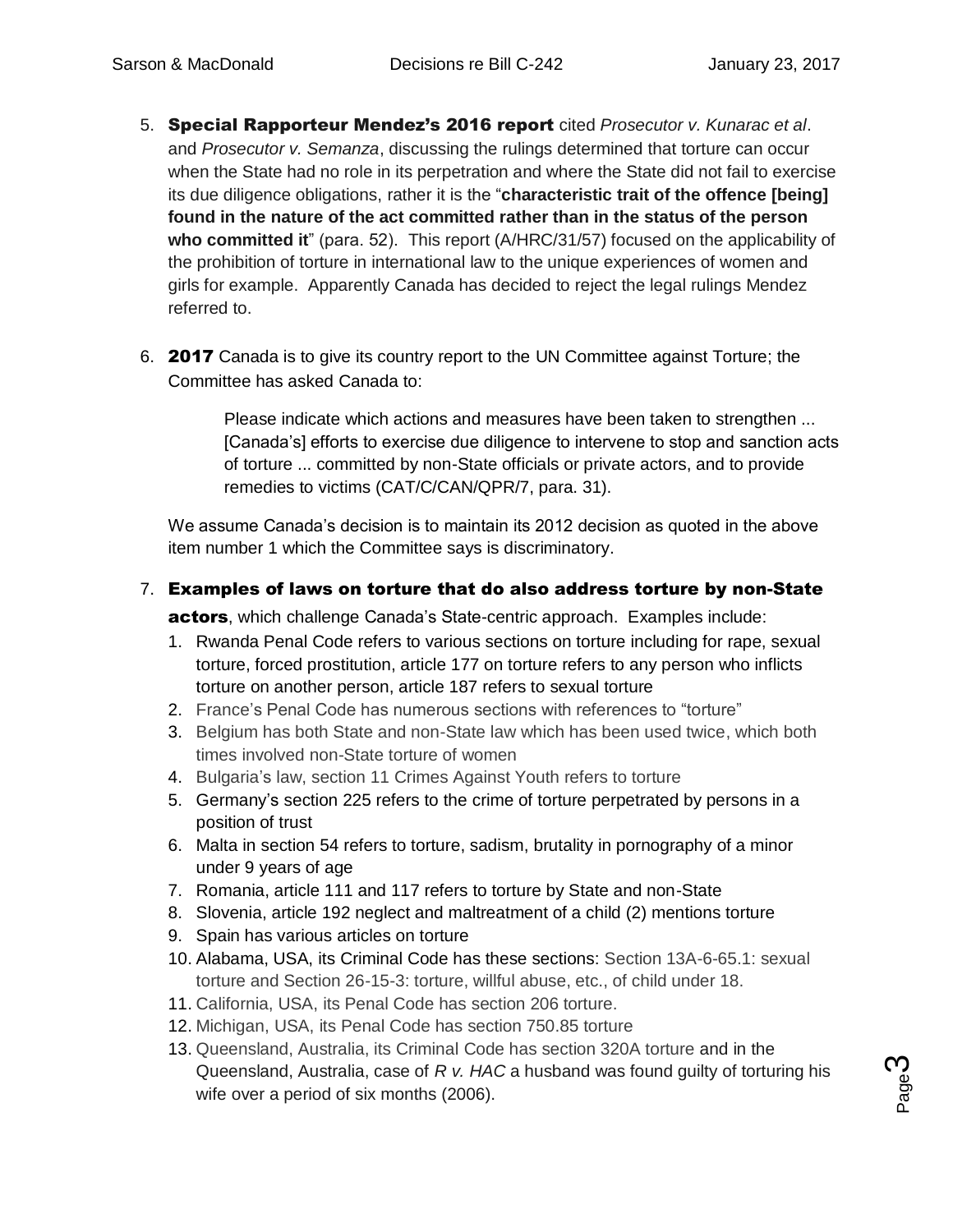5. **Special Rapporteur Mendez's 2016 report** cited *Prosecutor v. Kunarac et al*. and *Prosecutor v. Semanza*, discussing the rulings determined that torture can occur when the State had no role in its perpetration and where the State did not fail to exercise its due diligence obligations, rather it is the "**characteristic trait of the offence [being] found in the nature of the act committed rather than in the status of the person who committed it**" (para. 52). This report (A/HRC/31/57) focused on the applicability of the prohibition of torture in international law to the unique experiences of women and girls for example. Apparently Canada has decided to reject the legal rulings Mendez referred to.

6. **2017** Canada is to give its country report to the UN Committee against Torture; the Committee has asked Canada to:

   > Please indicate which actions and measures have been taken to strengthen ... [Canada's] efforts to exercise due diligence to intervene to stop and sanction acts of torture ... committed by non-State officials or private actors, and to provide remedies to victims (CAT/C/CAN/QPR/7, para. 31).

   We assume Canada's decision is to maintain its 2012 decision as quoted in the above item number 1 which the Committee says is discriminatory.

7. **Examples of laws on torture that do also address torture by non-State actors**, which challenge Canada's State-centric approach. Examples include:
   1. Rwanda Penal Code refers to various sections on torture including for rape, sexual torture, forced prostitution, article 177 on torture refers to any person who inflicts torture on another person, article 187 refers to sexual torture
   2. France's Penal Code has numerous sections with references to "torture"
   3. Belgium has both State and non-State law which has been used twice, which both times involved non-State torture of women
   4. Bulgaria's law, section 11 Crimes Against Youth refers to torture
   5. Germany's section 225 refers to the crime of torture perpetrated by persons in a position of trust
   6. Malta in section 54 refers to torture, sadism, brutality in pornography of a minor under 9 years of age
   7. Romania, article 111 and 117 refers to torture by State and non-State
   8. Slovenia, article 192 neglect and maltreatment of a child (2) mentions torture
   9. Spain has various articles on torture
   10. Alabama, USA, its Criminal Code has these sections: Section 13A-6-65.1: sexual torture and Section 26-15-3: torture, willful abuse, etc., of child under 18.
   11. California, USA, its Penal Code has section 206 torture.
   12. Michigan, USA, its Penal Code has section 750.85 torture
   13. Queensland, Australia, its Criminal Code has section 320A torture and in the Queensland, Australia, case of *R v. HAC* a husband was found guilty of torturing his wife over a period of six months (2006).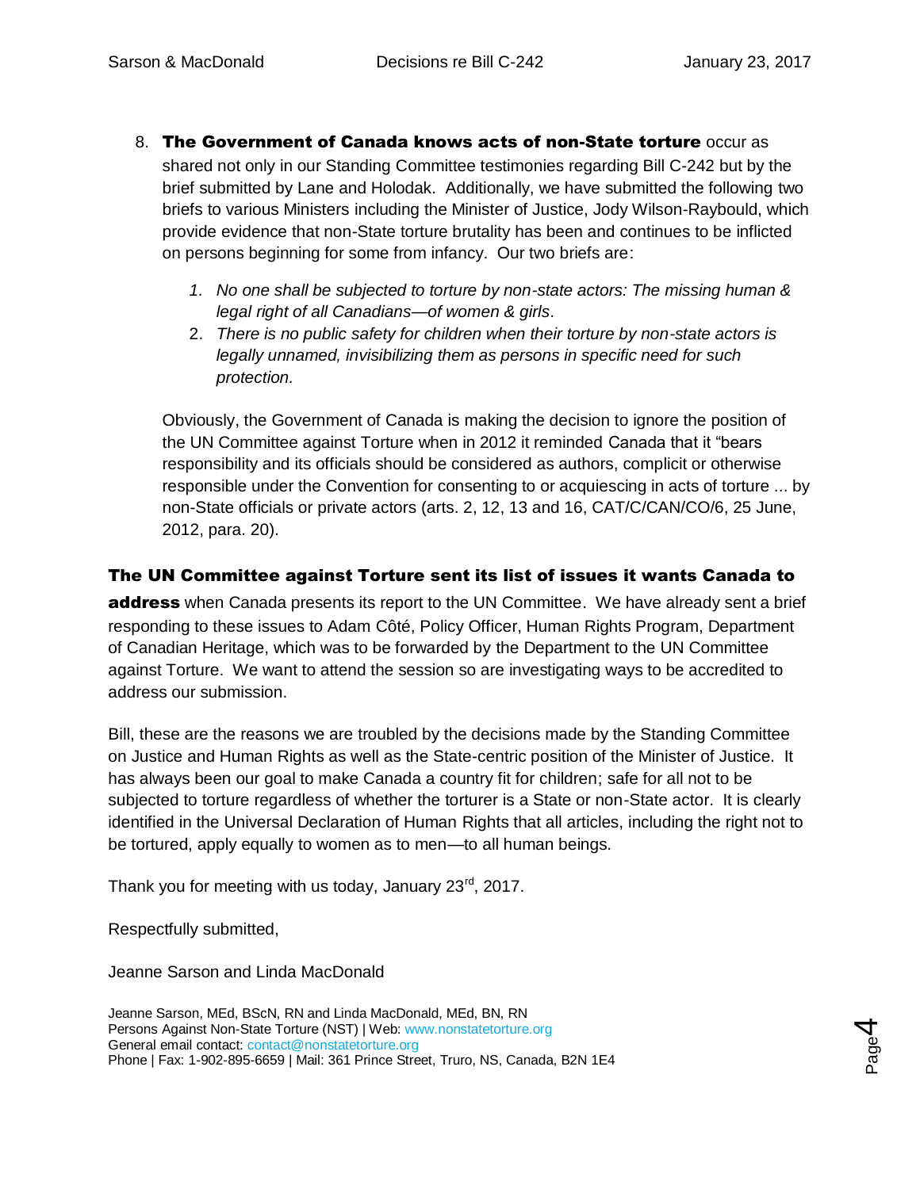8. **The Government of Canada knows acts of non-State torture** occur as shared not only in our Standing Committee testimonies regarding Bill C-242 but by the brief submitted by Lane and Holodak. Additionally, we have submitted the following two briefs to various Ministers including the Minister of Justice, Jody Wilson-Raybould, which provide evidence that non-State torture brutality has been and continues to be inflicted on persons beginning for some from infancy. Our two briefs are:

    1. *No one shall be subjected to torture by non-state actors: The missing human & legal right of all Canadians—of women & girls*.
    2. *There is no public safety for children when their torture by non-state actors is legally unnamed, invisibilizing them as persons in specific need for such protection.*

    Obviously, the Government of Canada is making the decision to ignore the position of the UN Committee against Torture when in 2012 it reminded Canada that it "bears responsibility and its officials should be considered as authors, complicit or otherwise responsible under the Convention for consenting to or acquiescing in acts of torture ... by non-State officials or private actors (arts. 2, 12, 13 and 16, CAT/C/CAN/CO/6, 25 June, 2012, para. 20).

**The UN Committee against Torture sent its list of issues it wants Canada to address** when Canada presents its report to the UN Committee. We have already sent a brief responding to these issues to Adam Côté, Policy Officer, Human Rights Program, Department of Canadian Heritage, which was to be forwarded by the Department to the UN Committee against Torture. We want to attend the session so are investigating ways to be accredited to address our submission.

Bill, these are the reasons we are troubled by the decisions made by the Standing Committee on Justice and Human Rights as well as the State-centric position of the Minister of Justice. It has always been our goal to make Canada a country fit for children; safe for all not to be subjected to torture regardless of whether the torturer is a State or non-State actor. It is clearly identified in the Universal Declaration of Human Rights that all articles, including the right not to be tortured, apply equally to women as to men—to all human beings.

Thank you for meeting with us today, January 23rd, 2017.

Respectfully submitted,

Jeanne Sarson and Linda MacDonald

Jeanne Sarson, MEd, BScN, RN and Linda MacDonald, MEd, BN, RN
Persons Against Non-State Torture (NST) | Web: www.nonstatetorture.org
General email contact: contact@nonstatetorture.org
Phone | Fax: 1-902-895-6659 | Mail: 361 Prince Street, Truro, NS, Canada, B2N 1E4